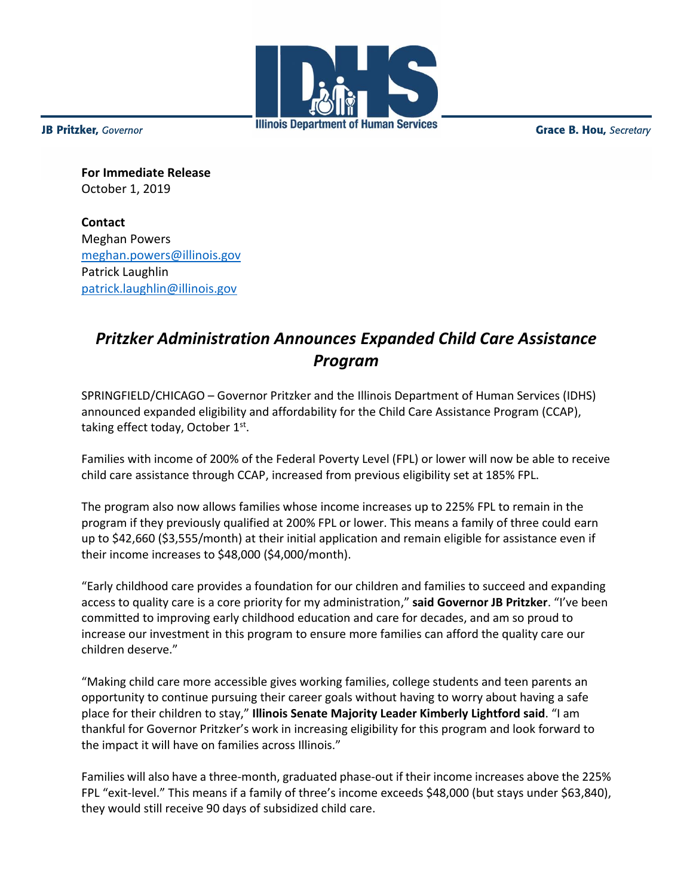JB Pritzker, *Governor*

Illinois Department of Human Services

Grace B. Hou, *Secretary*

**For Immediate Release**
October 1, 2019

**Contact**
Meghan Powers
meghan.powers@illinois.gov
Patrick Laughlin
patrick.laughlin@illinois.gov

# *Pritzker Administration Announces Expanded Child Care Assistance Program*

SPRINGFIELD/CHICAGO – Governor Pritzker and the Illinois Department of Human Services (IDHS) announced expanded eligibility and affordability for the Child Care Assistance Program (CCAP), taking effect today, October 1st.

Families with income of 200% of the Federal Poverty Level (FPL) or lower will now be able to receive child care assistance through CCAP, increased from previous eligibility set at 185% FPL.

The program also now allows families whose income increases up to 225% FPL to remain in the program if they previously qualified at 200% FPL or lower. This means a family of three could earn up to $42,660 ($3,555/month) at their initial application and remain eligible for assistance even if their income increases to $48,000 ($4,000/month).

"Early childhood care provides a foundation for our children and families to succeed and expanding access to quality care is a core priority for my administration," **said Governor JB Pritzker**. "I've been committed to improving early childhood education and care for decades, and am so proud to increase our investment in this program to ensure more families can afford the quality care our children deserve."

"Making child care more accessible gives working families, college students and teen parents an opportunity to continue pursuing their career goals without having to worry about having a safe place for their children to stay," **Illinois Senate Majority Leader Kimberly Lightford said**. "I am thankful for Governor Pritzker's work in increasing eligibility for this program and look forward to the impact it will have on families across Illinois."

Families will also have a three-month, graduated phase-out if their income increases above the 225% FPL "exit-level." This means if a family of three's income exceeds $48,000 (but stays under $63,840), they would still receive 90 days of subsidized child care.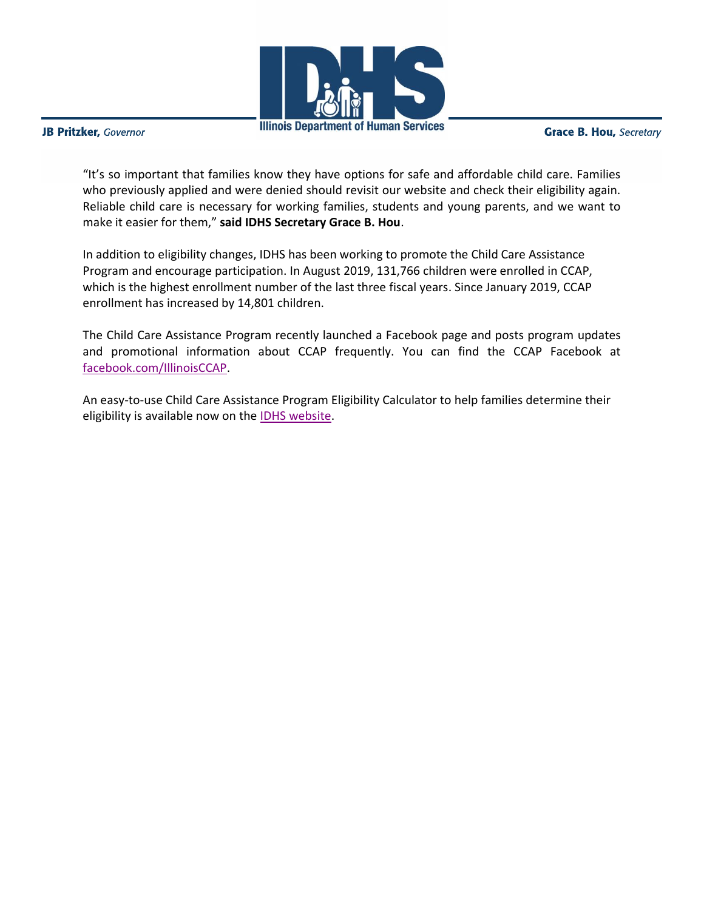"It's so important that families know they have options for safe and affordable child care. Families who previously applied and were denied should revisit our website and check their eligibility again. Reliable child care is necessary for working families, students and young parents, and we want to make it easier for them," **said IDHS Secretary Grace B. Hou**.

In addition to eligibility changes, IDHS has been working to promote the Child Care Assistance Program and encourage participation. In August 2019, 131,766 children were enrolled in CCAP, which is the highest enrollment number of the last three fiscal years. Since January 2019, CCAP enrollment has increased by 14,801 children.

The Child Care Assistance Program recently launched a Facebook page and posts program updates and promotional information about CCAP frequently. You can find the CCAP Facebook at facebook.com/IllinoisCCAP.

An easy-to-use Child Care Assistance Program Eligibility Calculator to help families determine their eligibility is available now on the IDHS website.